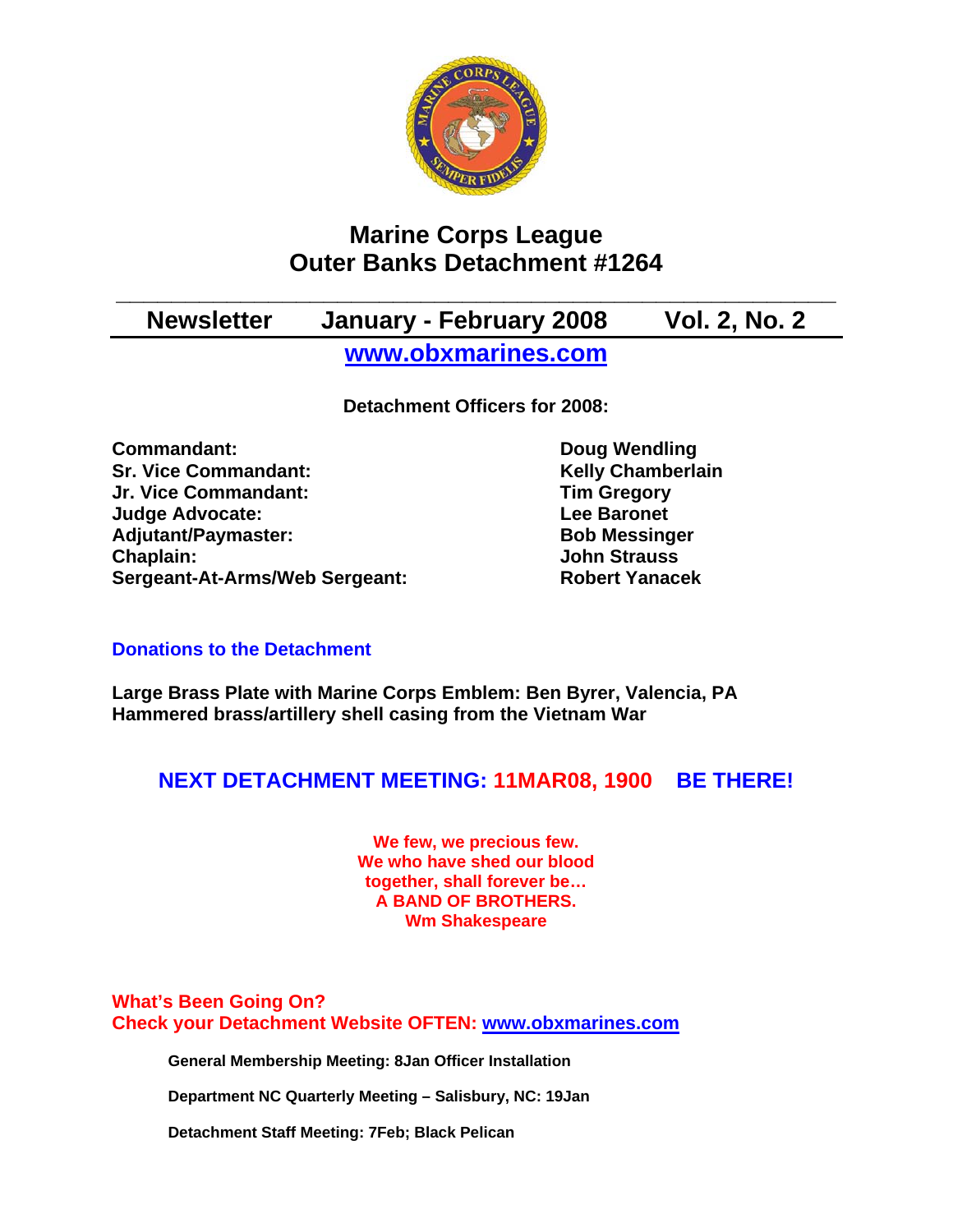# Marine Corps League
# Outer Banks Detachment #1264

**Newsletter January - February 2008 Vol. 2, No. 2**

**www.obxmarines.com**

**Detachment Officers for 2008:**

| | |
|---|---|
| **Commandant:** | **Doug Wendling** |
| **Sr. Vice Commandant:** | **Kelly Chamberlain** |
| **Jr. Vice Commandant:** | **Tim Gregory** |
| **Judge Advocate:** | **Lee Baronet** |
| **Adjutant/Paymaster:** | **Bob Messinger** |
| **Chaplain:** | **John Strauss** |
| **Sergeant-At-Arms/Web Sergeant:** | **Robert Yanacek** |

## Donations to the Detachment

**Large Brass Plate with Marine Corps Emblem: Ben Byrer, Valencia, PA**
**Hammered brass/artillery shell casing from the Vietnam War**

## NEXT DETACHMENT MEETING: 11MAR08, 1900 BE THERE!

**We few, we precious few.**
**We who have shed our blood**
**together, shall forever be…**
**A BAND OF BROTHERS.**
**Wm Shakespeare**

## What's Been Going On?
## Check your Detachment Website OFTEN: www.obxmarines.com

**General Membership Meeting: 8Jan Officer Installation**

**Department NC Quarterly Meeting – Salisbury, NC: 19Jan**

**Detachment Staff Meeting: 7Feb; Black Pelican**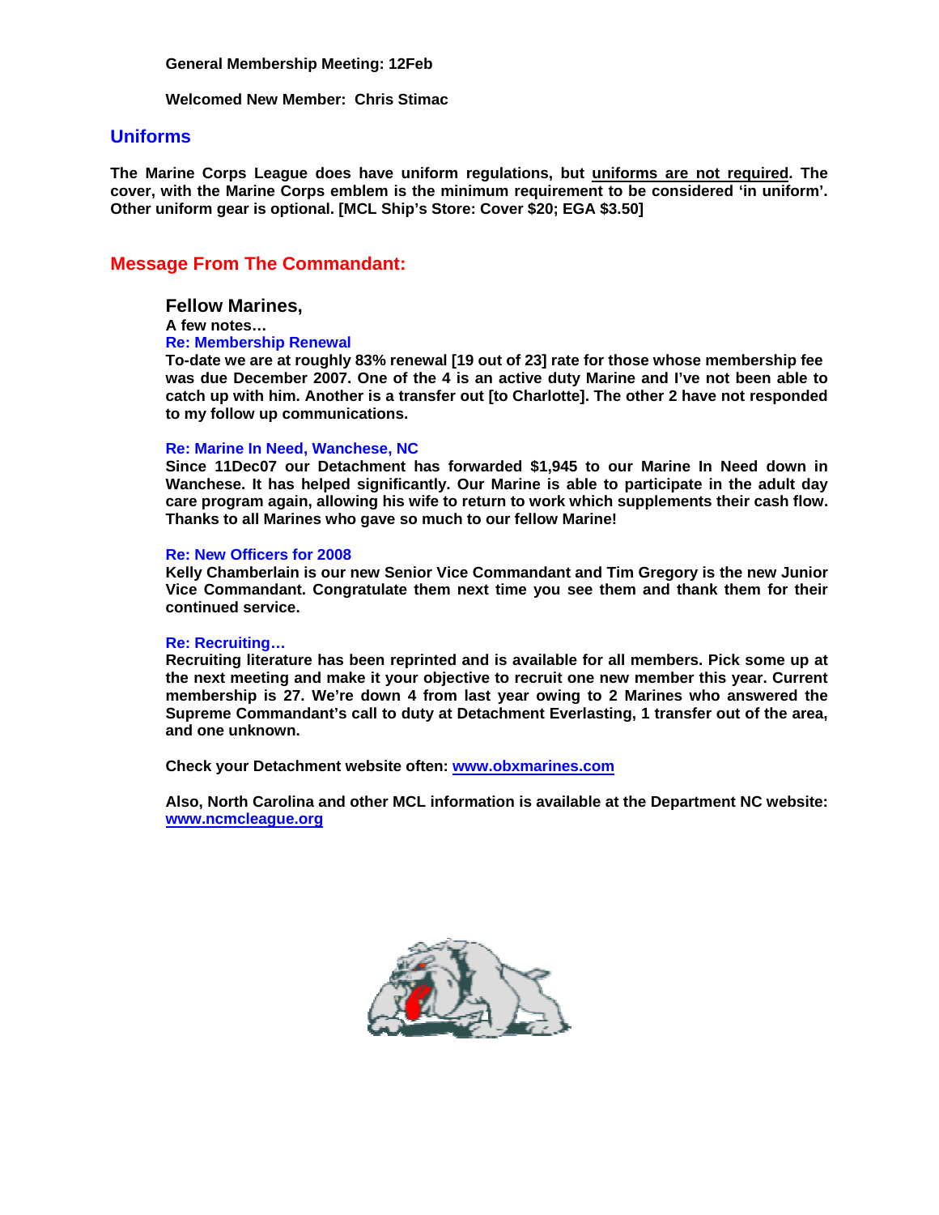**General Membership Meeting: 12Feb**

**Welcomed New Member: Chris Stimac**

## Uniforms

**The Marine Corps League does have uniform regulations, but uniforms are not required. The cover, with the Marine Corps emblem is the minimum requirement to be considered 'in uniform'. Other uniform gear is optional. [MCL Ship's Store: Cover $20; EGA $3.50]**

## Message From The Commandant:

### Fellow Marines,

**A few notes…**

**Re: Membership Renewal**

**To-date we are at roughly 83% renewal [19 out of 23] rate for those whose membership fee was due December 2007. One of the 4 is an active duty Marine and I've not been able to catch up with him. Another is a transfer out [to Charlotte]. The other 2 have not responded to my follow up communications.**

**Re: Marine In Need, Wanchese, NC**

**Since 11Dec07 our Detachment has forwarded $1,945 to our Marine In Need down in Wanchese. It has helped significantly. Our Marine is able to participate in the adult day care program again, allowing his wife to return to work which supplements their cash flow. Thanks to all Marines who gave so much to our fellow Marine!**

**Re: New Officers for 2008**

**Kelly Chamberlain is our new Senior Vice Commandant and Tim Gregory is the new Junior Vice Commandant. Congratulate them next time you see them and thank them for their continued service.**

**Re: Recruiting…**

**Recruiting literature has been reprinted and is available for all members. Pick some up at the next meeting and make it your objective to recruit one new member this year. Current membership is 27. We're down 4 from last year owing to 2 Marines who answered the Supreme Commandant's call to duty at Detachment Everlasting, 1 transfer out of the area, and one unknown.**

**Check your Detachment website often: www.obxmarines.com**

**Also, North Carolina and other MCL information is available at the Department NC website: www.ncmcleague.org**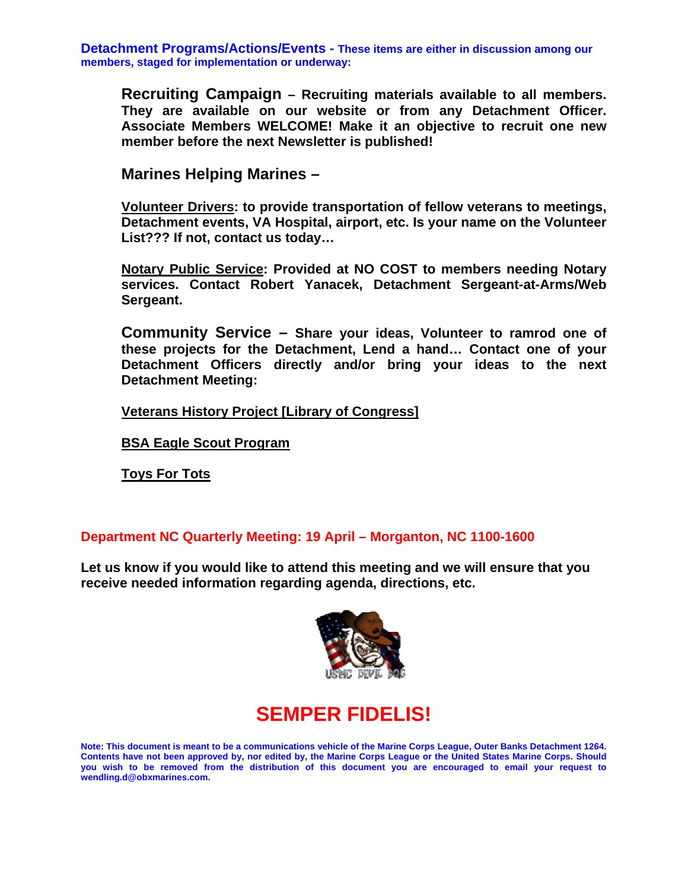**Detachment Programs/Actions/Events - These items are either in discussion among our members, staged for implementation or underway:**

**Recruiting Campaign – Recruiting materials available to all members. They are available on our website or from any Detachment Officer. Associate Members WELCOME! Make it an objective to recruit one new member before the next Newsletter is published!**

**Marines Helping Marines –**

**Volunteer Drivers: to provide transportation of fellow veterans to meetings, Detachment events, VA Hospital, airport, etc. Is your name on the Volunteer List??? If not, contact us today…**

**Notary Public Service: Provided at NO COST to members needing Notary services. Contact Robert Yanacek, Detachment Sergeant-at-Arms/Web Sergeant.**

**Community Service – Share your ideas, Volunteer to ramrod one of these projects for the Detachment, Lend a hand… Contact one of your Detachment Officers directly and/or bring your ideas to the next Detachment Meeting:**

**Veterans History Project [Library of Congress]**

**BSA Eagle Scout Program**

**Toys For Tots**

**Department NC Quarterly Meeting: 19 April – Morganton, NC 1100-1600**

**Let us know if you would like to attend this meeting and we will ensure that you receive needed information regarding agenda, directions, etc.**

USMC DEVIL DOG

# SEMPER FIDELIS!

**Note: This document is meant to be a communications vehicle of the Marine Corps League, Outer Banks Detachment 1264. Contents have not been approved by, nor edited by, the Marine Corps League or the United States Marine Corps. Should you wish to be removed from the distribution of this document you are encouraged to email your request to wendling.d@obxmarines.com.**